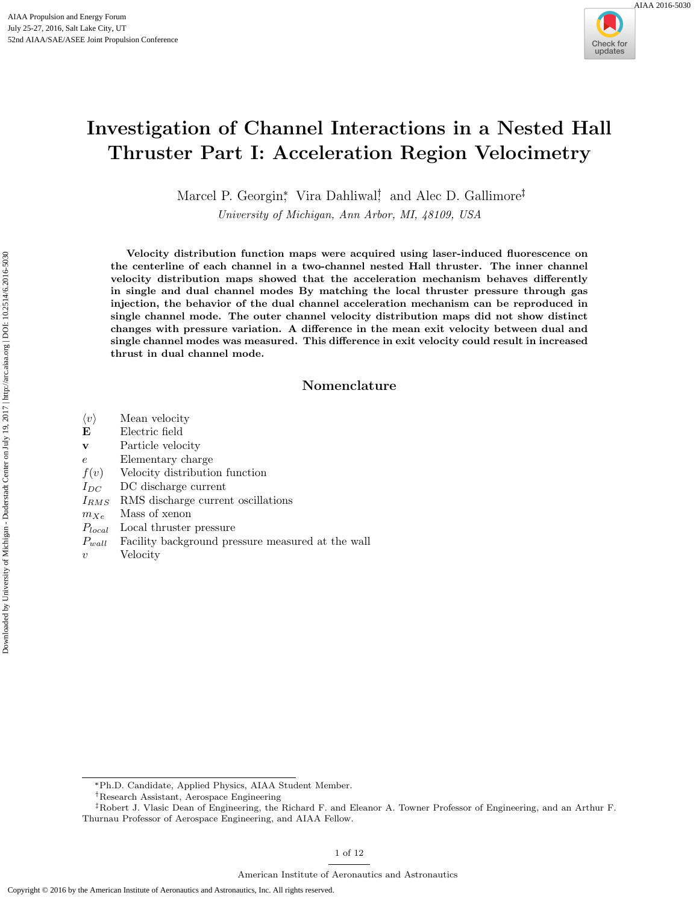# Investigation of Channel Interactions in a Nested Hall Thruster Part I: Acceleration Region Velocimetry

Marcel P. Georgin[*], Vira Dahliwal[†], and Alec D. Gallimore[‡]

*University of Michigan, Ann Arbor, MI, 48109, USA*

**Velocity distribution function maps were acquired using laser-induced fluorescence on the centerline of each channel in a two-channel nested Hall thruster. The inner channel velocity distribution maps showed that the acceleration mechanism behaves differently in single and dual channel modes By matching the local thruster pressure through gas injection, the behavior of the dual channel acceleration mechanism can be reproduced in single channel mode. The outer channel velocity distribution maps did not show distinct changes with pressure variation. A difference in the mean exit velocity between dual and single channel modes was measured. This difference in exit velocity could result in increased thrust in dual channel mode.**

## Nomenclature

| | |
|---|---|
| $\langle v \rangle$ | Mean velocity |
| $\mathbf{E}$ | Electric field |
| $\mathbf{v}$ | Particle velocity |
| $e$ | Elementary charge |
| $f(v)$ | Velocity distribution function |
| $I_{DC}$ | DC discharge current |
| $I_{RMS}$ | RMS discharge current oscillations |
| $m_{Xe}$ | Mass of xenon |
| $P_{local}$ | Local thruster pressure |
| $P_{wall}$ | Facility background pressure measured at the wall |
| $v$ | Velocity |

[*] Ph.D. Candidate, Applied Physics, AIAA Student Member.

[†] Research Assistant, Aerospace Engineering

[‡] Robert J. Vlasic Dean of Engineering, the Richard F. and Eleanor A. Towner Professor of Engineering, and an Arthur F. Thurnau Professor of Aerospace Engineering, and AIAA Fellow.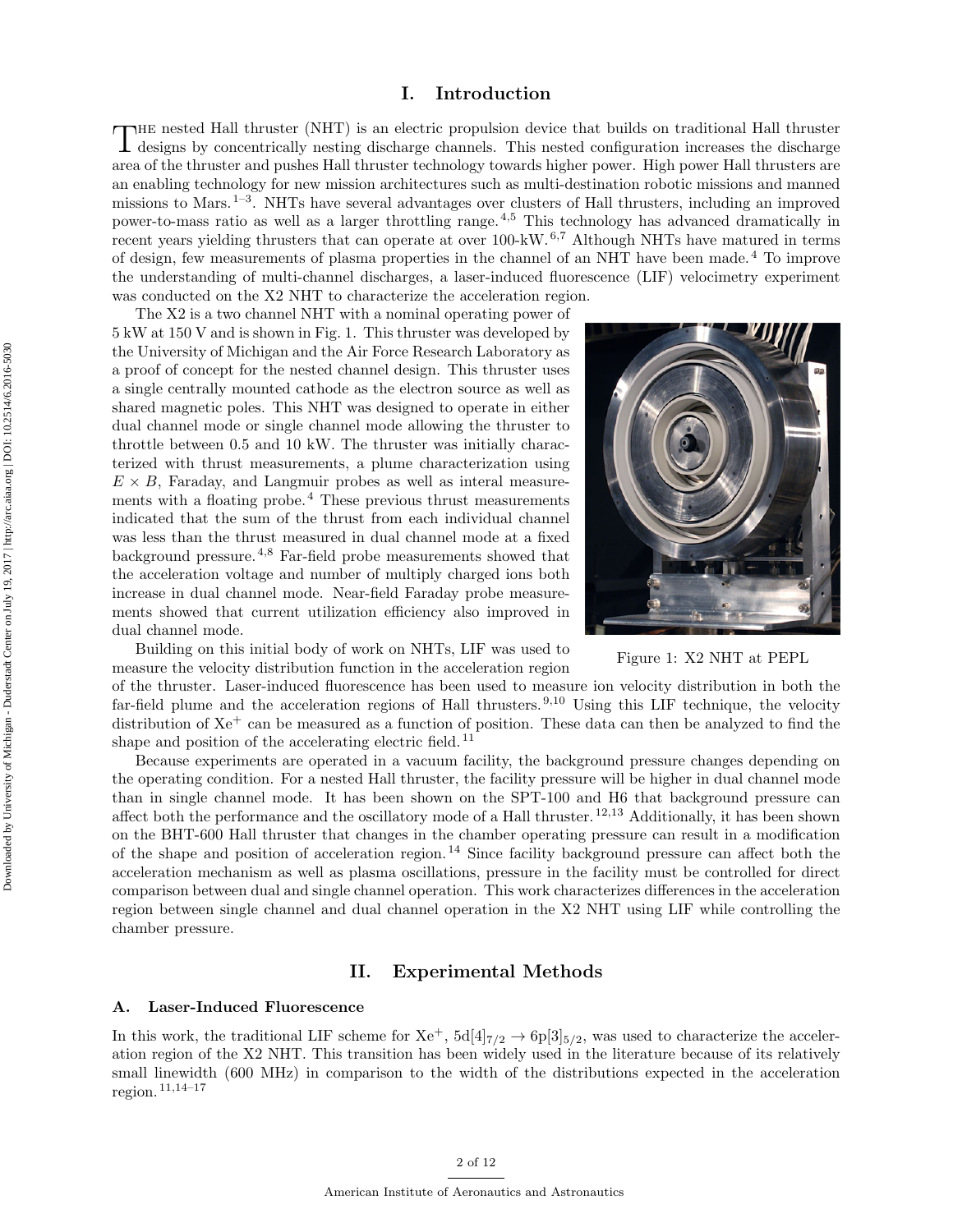## I. Introduction

The nested Hall thruster (NHT) is an electric propulsion device that builds on traditional Hall thruster designs by concentrically nesting discharge channels. This nested configuration increases the discharge area of the thruster and pushes Hall thruster technology towards higher power. High power Hall thrusters are an enabling technology for new mission architectures such as multi-destination robotic missions and manned missions to Mars.[1–3]. NHTs have several advantages over clusters of Hall thrusters, including an improved power-to-mass ratio as well as a larger throttling range.[4,5] This technology has advanced dramatically in recent years yielding thrusters that can operate at over 100-kW.[6,7] Although NHTs have matured in terms of design, few measurements of plasma properties in the channel of an NHT have been made.[4] To improve the understanding of multi-channel discharges, a laser-induced fluorescence (LIF) velocimetry experiment was conducted on the X2 NHT to characterize the acceleration region.

The X2 is a two channel NHT with a nominal operating power of 5 kW at 150 V and is shown in Fig. 1. This thruster was developed by the University of Michigan and the Air Force Research Laboratory as a proof of concept for the nested channel design. This thruster uses a single centrally mounted cathode as the electron source as well as shared magnetic poles. This NHT was designed to operate in either dual channel mode or single channel mode allowing the thruster to throttle between 0.5 and 10 kW. The thruster was initially characterized with thrust measurements, a plume characterization using $E \times B$, Faraday, and Langmuir probes as well as interal measurements with a floating probe.[4] These previous thrust measurements indicated that the sum of the thrust from each individual channel was less than the thrust measured in dual channel mode at a fixed background pressure.[4,8] Far-field probe measurements showed that the acceleration voltage and number of multiply charged ions both increase in dual channel mode. Near-field Faraday probe measurements showed that current utilization efficiency also improved in dual channel mode.

Figure 1: X2 NHT at PEPL

Building on this initial body of work on NHTs, LIF was used to measure the velocity distribution function in the acceleration region of the thruster. Laser-induced fluorescence has been used to measure ion velocity distribution in both the far-field plume and the acceleration regions of Hall thrusters.[9,10] Using this LIF technique, the velocity distribution of $Xe^+$ can be measured as a function of position. These data can then be analyzed to find the shape and position of the accelerating electric field.[11]

Because experiments are operated in a vacuum facility, the background pressure changes depending on the operating condition. For a nested Hall thruster, the facility pressure will be higher in dual channel mode than in single channel mode. It has been shown on the SPT-100 and H6 that background pressure can affect both the performance and the oscillatory mode of a Hall thruster.[12,13] Additionally, it has been shown on the BHT-600 Hall thruster that changes in the chamber operating pressure can result in a modification of the shape and position of acceleration region.[14] Since facility background pressure can affect both the acceleration mechanism as well as plasma oscillations, pressure in the facility must be controlled for direct comparison between dual and single channel operation. This work characterizes differences in the acceleration region between single channel and dual channel operation in the X2 NHT using LIF while controlling the chamber pressure.

## II. Experimental Methods

### A. Laser-Induced Fluorescence

In this work, the traditional LIF scheme for $Xe^+$, $5d[4]_{7/2} \rightarrow 6p[3]_{5/2}$, was used to characterize the acceleration region of the X2 NHT. This transition has been widely used in the literature because of its relatively small linewidth (600 MHz) in comparison to the width of the distributions expected in the acceleration region.[11,14–17]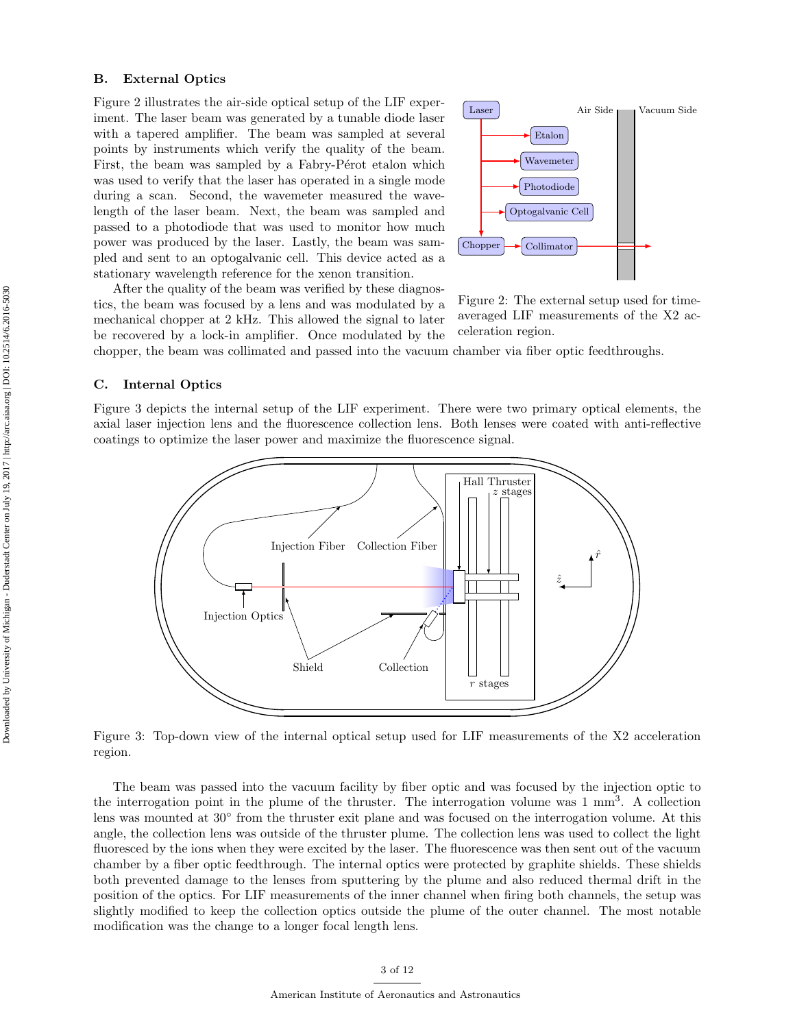## B. External Optics

Figure 2 illustrates the air-side optical setup of the LIF experiment. The laser beam was generated by a tunable diode laser with a tapered amplifier. The beam was sampled at several points by instruments which verify the quality of the beam. First, the beam was sampled by a Fabry-Pérot etalon which was used to verify that the laser has operated in a single mode during a scan. Second, the wavemeter measured the wavelength of the laser beam. Next, the beam was sampled and passed to a photodiode that was used to monitor how much power was produced by the laser. Lastly, the beam was sampled and sent to an optogalvanic cell. This device acted as a stationary wavelength reference for the xenon transition.

After the quality of the beam was verified by these diagnostics, the beam was focused by a lens and was modulated by a mechanical chopper at 2 kHz. This allowed the signal to later be recovered by a lock-in amplifier. Once modulated by the chopper, the beam was collimated and passed into the vacuum chamber via fiber optic feedthroughs.

Figure 2: The external setup used for time-averaged LIF measurements of the X2 acceleration region.

## C. Internal Optics

Figure 3 depicts the internal setup of the LIF experiment. There were two primary optical elements, the axial laser injection lens and the fluorescence collection lens. Both lenses were coated with anti-reflective coatings to optimize the laser power and maximize the fluorescence signal.

Figure 3: Top-down view of the internal optical setup used for LIF measurements of the X2 acceleration region.

The beam was passed into the vacuum facility by fiber optic and was focused by the injection optic to the interrogation point in the plume of the thruster. The interrogation volume was 1 mm$^3$. A collection lens was mounted at 30° from the thruster exit plane and was focused on the interrogation volume. At this angle, the collection lens was outside of the thruster plume. The collection lens was used to collect the light fluoresced by the ions when they were excited by the laser. The fluorescence was then sent out of the vacuum chamber by a fiber optic feedthrough. The internal optics were protected by graphite shields. These shields both prevented damage to the lenses from sputtering by the plume and also reduced thermal drift in the position of the optics. For LIF measurements of the inner channel when firing both channels, the setup was slightly modified to keep the collection optics outside the plume of the outer channel. The most notable modification was the change to a longer focal length lens.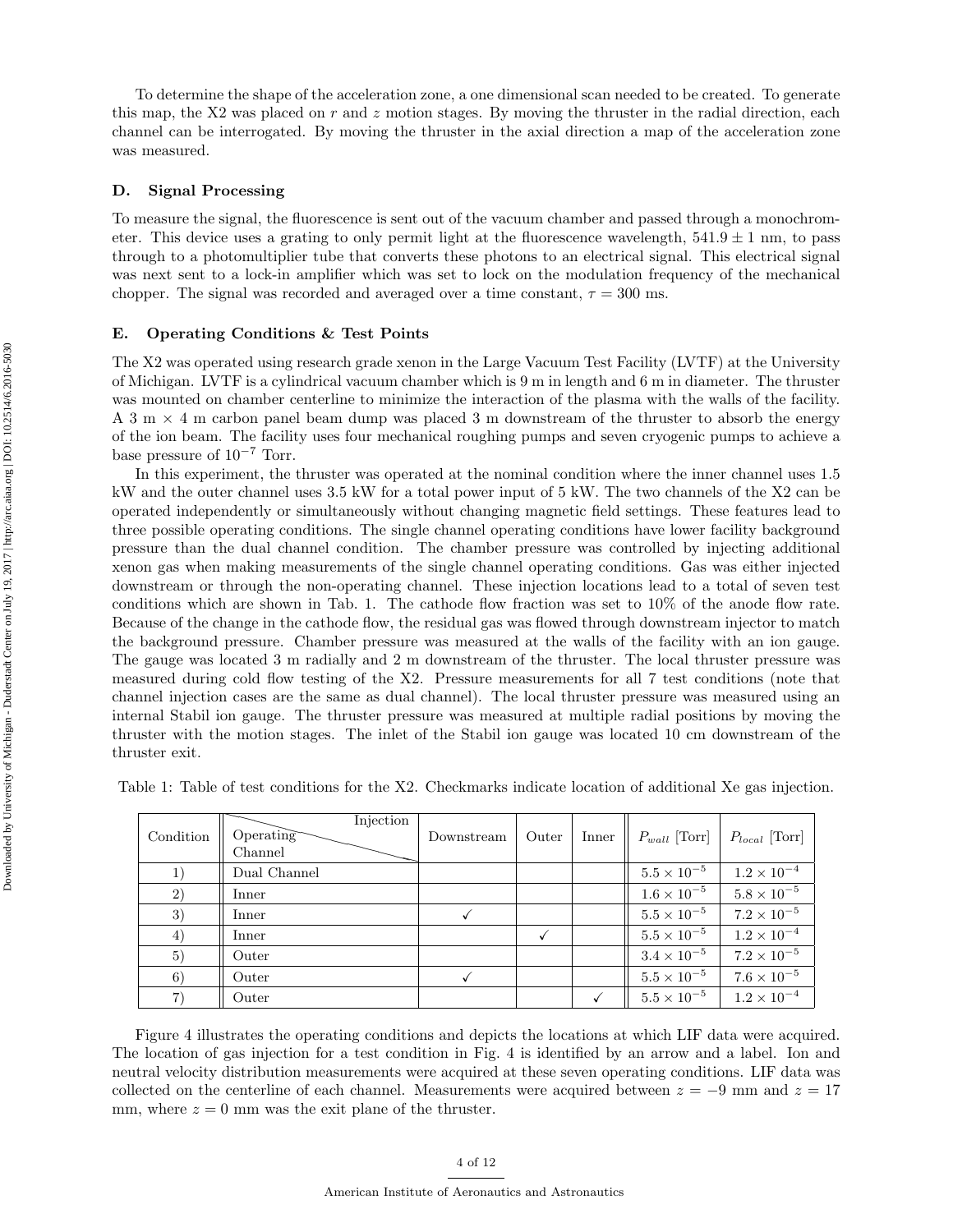To determine the shape of the acceleration zone, a one dimensional scan needed to be created. To generate this map, the X2 was placed on $r$ and $z$ motion stages. By moving the thruster in the radial direction, each channel can be interrogated. By moving the thruster in the axial direction a map of the acceleration zone was measured.

### D. Signal Processing

To measure the signal, the fluorescence is sent out of the vacuum chamber and passed through a monochrometer. This device uses a grating to only permit light at the fluorescence wavelength, $541.9 \pm 1$ nm, to pass through to a photomultiplier tube that converts these photons to an electrical signal. This electrical signal was next sent to a lock-in amplifier which was set to lock on the modulation frequency of the mechanical chopper. The signal was recorded and averaged over a time constant, $\tau = 300$ ms.

### E. Operating Conditions & Test Points

The X2 was operated using research grade xenon in the Large Vacuum Test Facility (LVTF) at the University of Michigan. LVTF is a cylindrical vacuum chamber which is 9 m in length and 6 m in diameter. The thruster was mounted on chamber centerline to minimize the interaction of the plasma with the walls of the facility. A 3 m $\times$ 4 m carbon panel beam dump was placed 3 m downstream of the thruster to absorb the energy of the ion beam. The facility uses four mechanical roughing pumps and seven cryogenic pumps to achieve a base pressure of $10^{-7}$ Torr.

In this experiment, the thruster was operated at the nominal condition where the inner channel uses 1.5 kW and the outer channel uses 3.5 kW for a total power input of 5 kW. The two channels of the X2 can be operated independently or simultaneously without changing magnetic field settings. These features lead to three possible operating conditions. The single channel operating conditions have lower facility background pressure than the dual channel condition. The chamber pressure was controlled by injecting additional xenon gas when making measurements of the single channel operating conditions. Gas was either injected downstream or through the non-operating channel. These injection locations lead to a total of seven test conditions which are shown in Tab. 1. The cathode flow fraction was set to 10% of the anode flow rate. Because of the change in the cathode flow, the residual gas was flowed through downstream injector to match the background pressure. Chamber pressure was measured at the walls of the facility with an ion gauge. The gauge was located 3 m radially and 2 m downstream of the thruster. The local thruster pressure was measured during cold flow testing of the X2. Pressure measurements for all 7 test conditions (note that channel injection cases are the same as dual channel). The local thruster pressure was measured using an internal Stabil ion gauge. The thruster pressure was measured at multiple radial positions by moving the thruster with the motion stages. The inlet of the Stabil ion gauge was located 10 cm downstream of the thruster exit.

Table 1: Table of test conditions for the X2. Checkmarks indicate location of additional Xe gas injection.

| Condition | Operating Channel \ Injection | Downstream | Outer | Inner | $P_{wall}$ [Torr] | $P_{local}$ [Torr] |
|---|---|---|---|---|---|---|
| 1) | Dual Channel | | | | $5.5 \times 10^{-5}$ | $1.2 \times 10^{-4}$ |
| 2) | Inner | | | | $1.6 \times 10^{-5}$ | $5.8 \times 10^{-5}$ |
| 3) | Inner | ✓ | | | $5.5 \times 10^{-5}$ | $7.2 \times 10^{-5}$ |
| 4) | Inner | | ✓ | | $5.5 \times 10^{-5}$ | $1.2 \times 10^{-4}$ |
| 5) | Outer | | | | $3.4 \times 10^{-5}$ | $7.2 \times 10^{-5}$ |
| 6) | Outer | ✓ | | | $5.5 \times 10^{-5}$ | $7.6 \times 10^{-5}$ |
| 7) | Outer | | | ✓ | $5.5 \times 10^{-5}$ | $1.2 \times 10^{-4}$ |

Figure 4 illustrates the operating conditions and depicts the locations at which LIF data were acquired. The location of gas injection for a test condition in Fig. 4 is identified by an arrow and a label. Ion and neutral velocity distribution measurements were acquired at these seven operating conditions. LIF data was collected on the centerline of each channel. Measurements were acquired between $z = -9$ mm and $z = 17$ mm, where $z = 0$ mm was the exit plane of the thruster.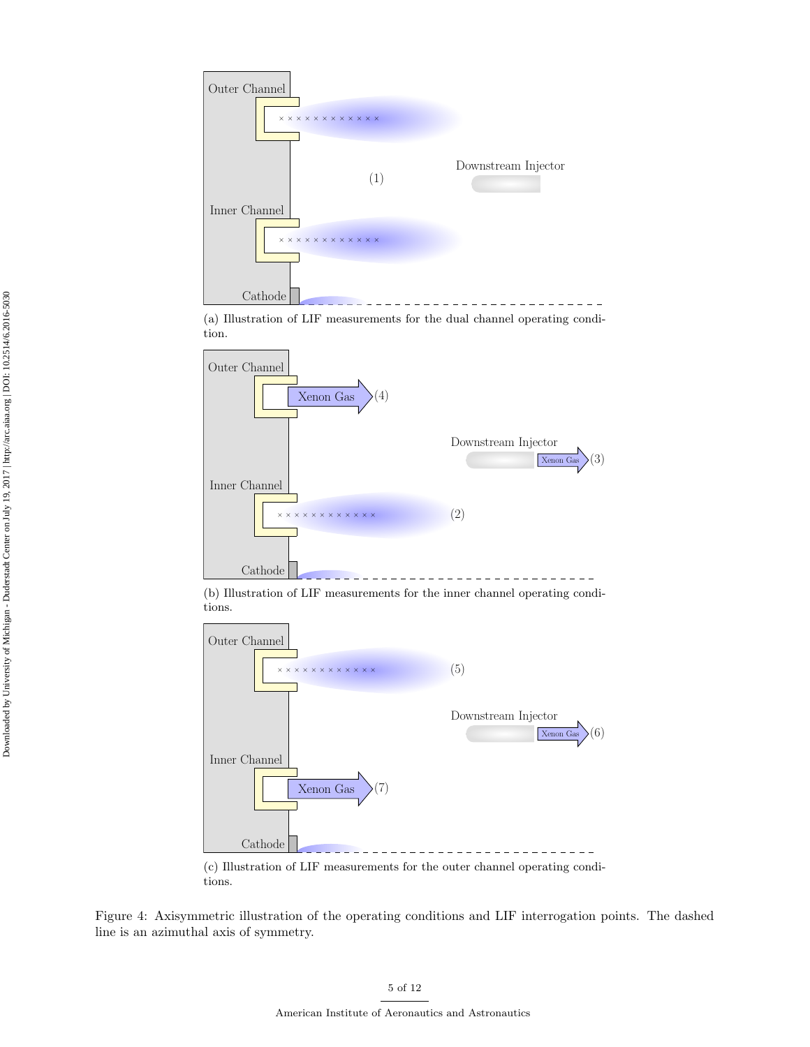(a) Illustration of LIF measurements for the dual channel operating condition.

(b) Illustration of LIF measurements for the inner channel operating conditions.

(c) Illustration of LIF measurements for the outer channel operating conditions.

Figure 4: Axisymmetric illustration of the operating conditions and LIF interrogation points. The dashed line is an azimuthal axis of symmetry.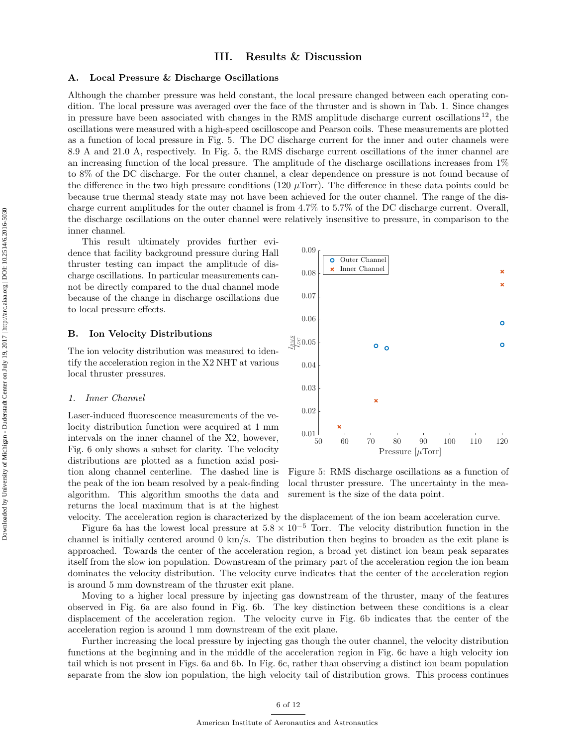## III. Results & Discussion

### A. Local Pressure & Discharge Oscillations

Although the chamber pressure was held constant, the local pressure changed between each operating condition. The local pressure was averaged over the face of the thruster and is shown in Tab. 1. Since changes in pressure have been associated with changes in the RMS amplitude discharge current oscillations[12], the oscillations were measured with a high-speed oscilloscope and Pearson coils. These measurements are plotted as a function of local pressure in Fig. 5. The DC discharge current for the inner and outer channels were 8.9 A and 21.0 A, respectively. In Fig. 5, the RMS discharge current oscillations of the inner channel are an increasing function of the local pressure. The amplitude of the discharge oscillations increases from 1% to 8% of the DC discharge. For the outer channel, a clear dependence on pressure is not found because of the difference in the two high pressure conditions (120 $\mu$Torr). The difference in these data points could be because true thermal steady state may not have been achieved for the outer channel. The range of the discharge current amplitudes for the outer channel is from 4.7% to 5.7% of the DC discharge current. Overall, the discharge oscillations on the outer channel were relatively insensitive to pressure, in comparison to the inner channel.

This result ultimately provides further evidence that facility background pressure during Hall thruster testing can impact the amplitude of discharge oscillations. In particular measurements cannot be directly compared to the dual channel mode because of the change in discharge oscillations due to local pressure effects.

Figure 5: RMS discharge oscillations as a function of local thruster pressure. The uncertainty in the measurement is the size of the data point.

### B. Ion Velocity Distributions

The ion velocity distribution was measured to identify the acceleration region in the X2 NHT at various local thruster pressures.

#### 1. *Inner Channel*

Laser-induced fluorescence measurements of the velocity distribution function were acquired at 1 mm intervals on the inner channel of the X2, however, Fig. 6 only shows a subset for clarity. The velocity distributions are plotted as a function axial position along channel centerline. The dashed line is the peak of the ion beam resolved by a peak-finding algorithm. This algorithm smooths the data and returns the local maximum that is at the highest velocity. The acceleration region is characterized by the displacement of the ion beam acceleration curve.

Figure 6a has the lowest local pressure at $5.8 \times 10^{-5}$ Torr. The velocity distribution function in the channel is initially centered around 0 km/s. The distribution then begins to broaden as the exit plane is approached. Towards the center of the acceleration region, a broad yet distinct ion beam peak separates itself from the slow ion population. Downstream of the primary part of the acceleration region the ion beam dominates the velocity distribution. The velocity curve indicates that the center of the acceleration region is around 5 mm downstream of the thruster exit plane.

Moving to a higher local pressure by injecting gas downstream of the thruster, many of the features observed in Fig. 6a are also found in Fig. 6b. The key distinction between these conditions is a clear displacement of the acceleration region. The velocity curve in Fig. 6b indicates that the center of the acceleration region is around 1 mm downstream of the exit plane.

Further increasing the local pressure by injecting gas though the outer channel, the velocity distribution functions at the beginning and in the middle of the acceleration region in Fig. 6c have a high velocity ion tail which is not present in Figs. 6a and 6b. In Fig. 6c, rather than observing a distinct ion beam population separate from the slow ion population, the high velocity tail of distribution grows. This process continues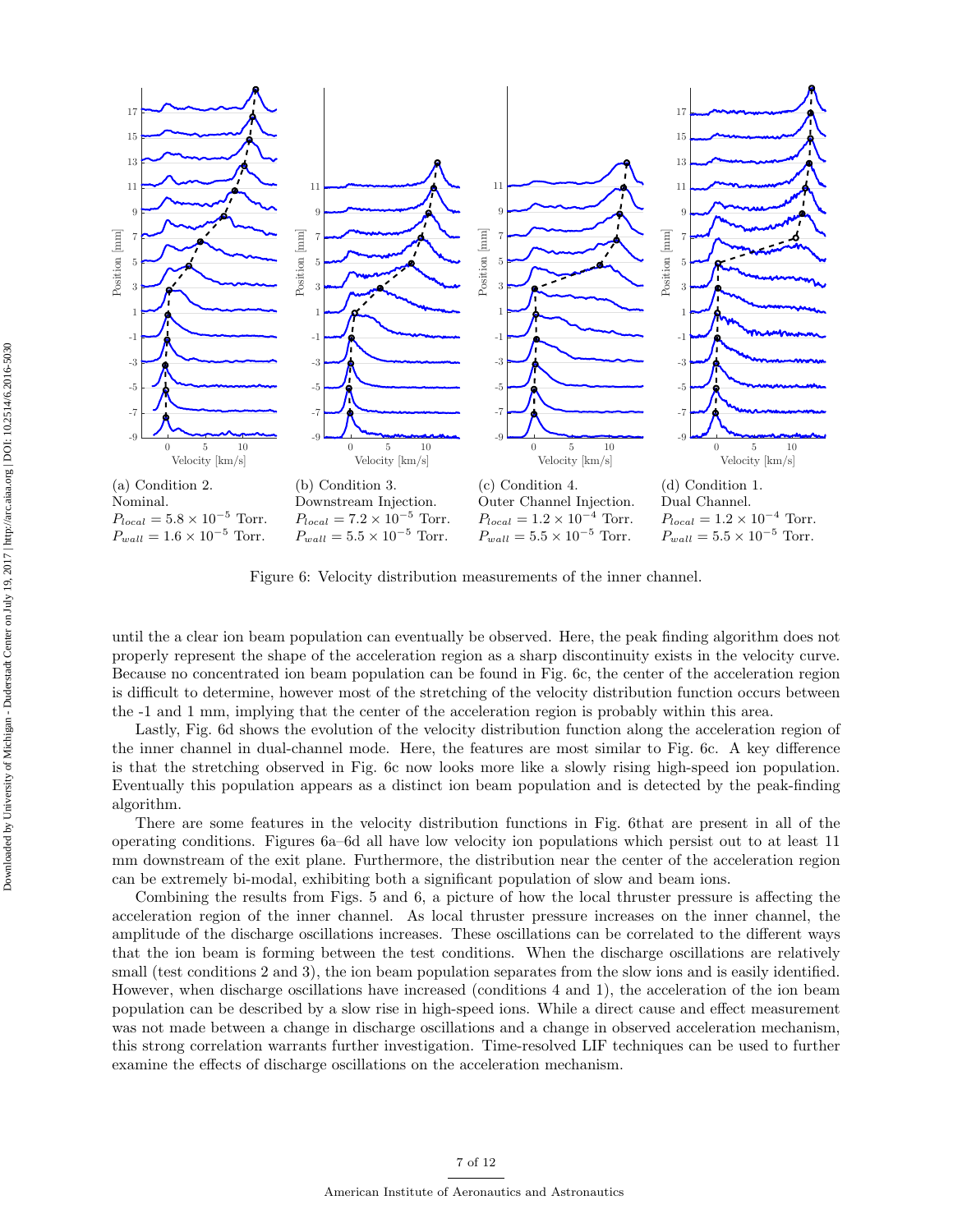(a) Condition 2.
Nominal.
$P_{local} = 5.8 \times 10^{-5}$ Torr.
$P_{wall} = 1.6 \times 10^{-5}$ Torr.

(b) Condition 3.
Downstream Injection.
$P_{local} = 7.2 \times 10^{-5}$ Torr.
$P_{wall} = 5.5 \times 10^{-5}$ Torr.

(c) Condition 4.
Outer Channel Injection.
$P_{local} = 1.2 \times 10^{-4}$ Torr.
$P_{wall} = 5.5 \times 10^{-5}$ Torr.

(d) Condition 1.
Dual Channel.
$P_{local} = 1.2 \times 10^{-4}$ Torr.
$P_{wall} = 5.5 \times 10^{-5}$ Torr.

Figure 6: Velocity distribution measurements of the inner channel.

until the a clear ion beam population can eventually be observed. Here, the peak finding algorithm does not properly represent the shape of the acceleration region as a sharp discontinuity exists in the velocity curve. Because no concentrated ion beam population can be found in Fig. 6c, the center of the acceleration region is difficult to determine, however most of the stretching of the velocity distribution function occurs between the -1 and 1 mm, implying that the center of the acceleration region is probably within this area.

Lastly, Fig. 6d shows the evolution of the velocity distribution function along the acceleration region of the inner channel in dual-channel mode. Here, the features are most similar to Fig. 6c. A key difference is that the stretching observed in Fig. 6c now looks more like a slowly rising high-speed ion population. Eventually this population appears as a distinct ion beam population and is detected by the peak-finding algorithm.

There are some features in the velocity distribution functions in Fig. 6that are present in all of the operating conditions. Figures 6a–6d all have low velocity ion populations which persist out to at least 11 mm downstream of the exit plane. Furthermore, the distribution near the center of the acceleration region can be extremely bi-modal, exhibiting both a significant population of slow and beam ions.

Combining the results from Figs. 5 and 6, a picture of how the local thruster pressure is affecting the acceleration region of the inner channel. As local thruster pressure increases on the inner channel, the amplitude of the discharge oscillations increases. These oscillations can be correlated to the different ways that the ion beam is forming between the test conditions. When the discharge oscillations are relatively small (test conditions 2 and 3), the ion beam population separates from the slow ions and is easily identified. However, when discharge oscillations have increased (conditions 4 and 1), the acceleration of the ion beam population can be described by a slow rise in high-speed ions. While a direct cause and effect measurement was not made between a change in discharge oscillations and a change in observed acceleration mechanism, this strong correlation warrants further investigation. Time-resolved LIF techniques can be used to further examine the effects of discharge oscillations on the acceleration mechanism.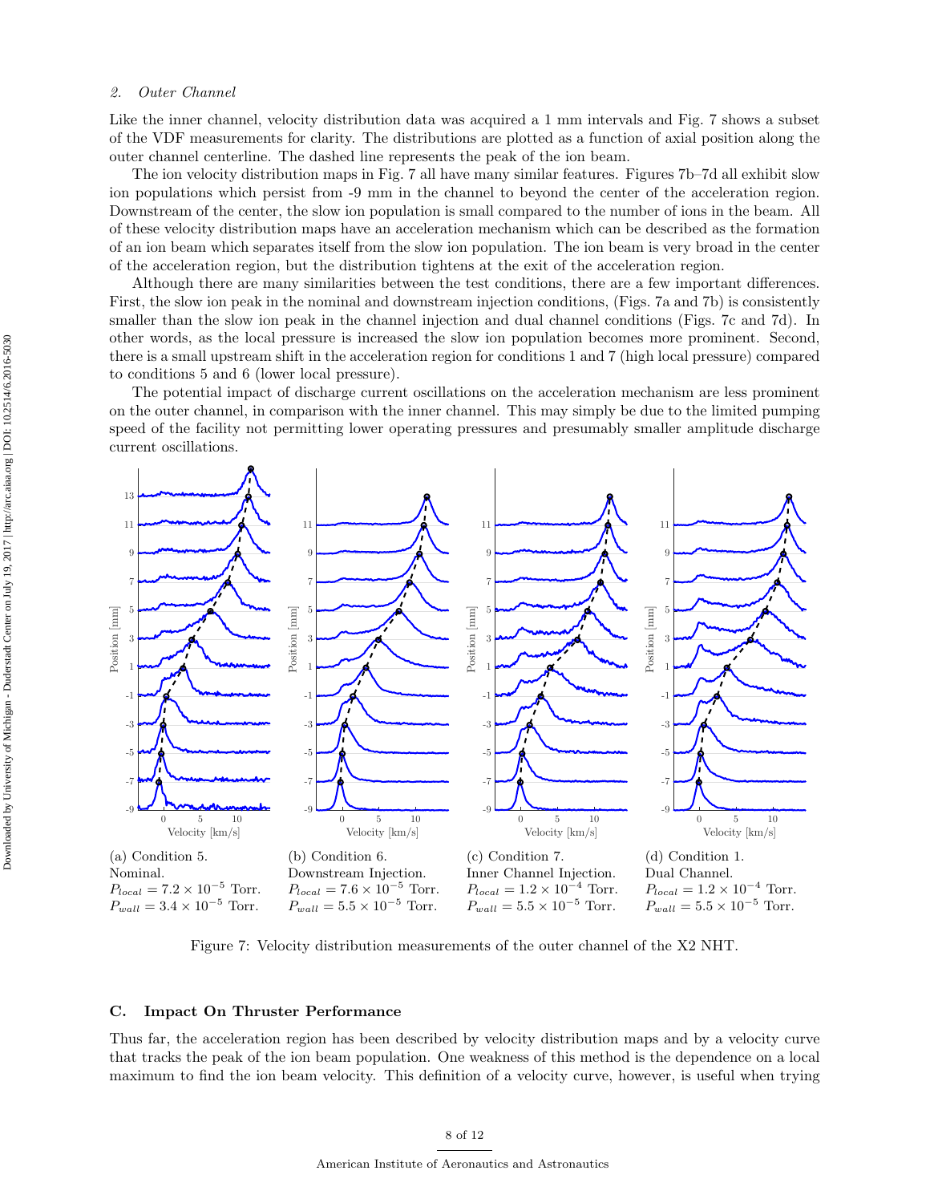*2. Outer Channel*

Like the inner channel, velocity distribution data was acquired a 1 mm intervals and Fig. 7 shows a subset of the VDF measurements for clarity. The distributions are plotted as a function of axial position along the outer channel centerline. The dashed line represents the peak of the ion beam.

The ion velocity distribution maps in Fig. 7 all have many similar features. Figures 7b–7d all exhibit slow ion populations which persist from -9 mm in the channel to beyond the center of the acceleration region. Downstream of the center, the slow ion population is small compared to the number of ions in the beam. All of these velocity distribution maps have an acceleration mechanism which can be described as the formation of an ion beam which separates itself from the slow ion population. The ion beam is very broad in the center of the acceleration region, but the distribution tightens at the exit of the acceleration region.

Although there are many similarities between the test conditions, there are a few important differences. First, the slow ion peak in the nominal and downstream injection conditions, (Figs. 7a and 7b) is consistently smaller than the slow ion peak in the channel injection and dual channel conditions (Figs. 7c and 7d). In other words, as the local pressure is increased the slow ion population becomes more prominent. Second, there is a small upstream shift in the acceleration region for conditions 1 and 7 (high local pressure) compared to conditions 5 and 6 (lower local pressure).

The potential impact of discharge current oscillations on the acceleration mechanism are less prominent on the outer channel, in comparison with the inner channel. This may simply be due to the limited pumping speed of the facility not permitting lower operating pressures and presumably smaller amplitude discharge current oscillations.

(a) Condition 5. Nominal. $P_{local} = 7.2 \times 10^{-5}$ Torr. $P_{wall} = 3.4 \times 10^{-5}$ Torr.

(b) Condition 6. Downstream Injection. $P_{local} = 7.6 \times 10^{-5}$ Torr. $P_{wall} = 5.5 \times 10^{-5}$ Torr.

(c) Condition 7. Inner Channel Injection. $P_{local} = 1.2 \times 10^{-4}$ Torr. $P_{wall} = 5.5 \times 10^{-5}$ Torr.

(d) Condition 1. Dual Channel. $P_{local} = 1.2 \times 10^{-4}$ Torr. $P_{wall} = 5.5 \times 10^{-5}$ Torr.

Figure 7: Velocity distribution measurements of the outer channel of the X2 NHT.

### C. Impact On Thruster Performance

Thus far, the acceleration region has been described by velocity distribution maps and by a velocity curve that tracks the peak of the ion beam population. One weakness of this method is the dependence on a local maximum to find the ion beam velocity. This definition of a velocity curve, however, is useful when trying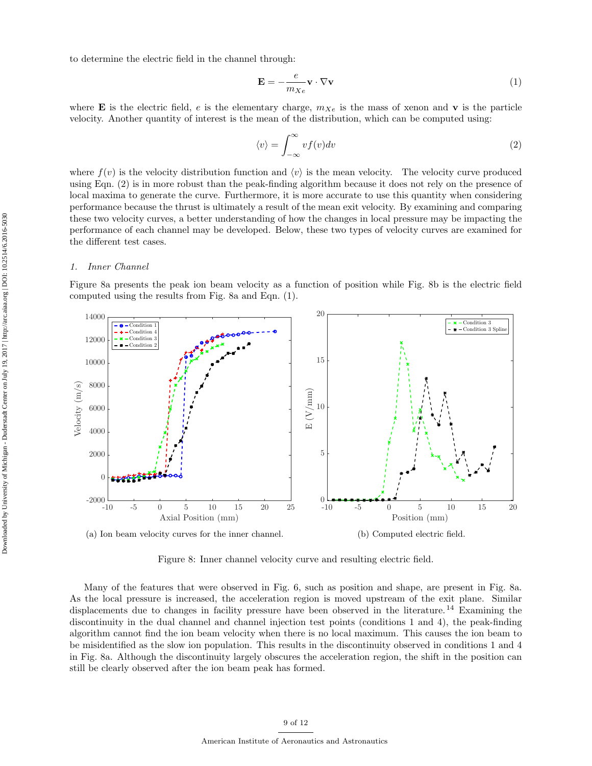to determine the electric field in the channel through:

$$\mathbf{E} = -\frac{e}{m_{Xe}}\mathbf{v}\cdot\nabla\mathbf{v} \tag{1}$$

where $\mathbf{E}$ is the electric field, $e$ is the elementary charge, $m_{Xe}$ is the mass of xenon and $\mathbf{v}$ is the particle velocity. Another quantity of interest is the mean of the distribution, which can be computed using:

$$\langle v \rangle = \int_{-\infty}^{\infty} v f(v) dv \tag{2}$$

where $f(v)$ is the velocity distribution function and $\langle v \rangle$ is the mean velocity. The velocity curve produced using Eqn. (2) is in more robust than the peak-finding algorithm because it does not rely on the presence of local maxima to generate the curve. Furthermore, it is more accurate to use this quantity when considering performance because the thrust is ultimately a result of the mean exit velocity. By examining and comparing these two velocity curves, a better understanding of how the changes in local pressure may be impacting the performance of each channel may be developed. Below, these two types of velocity curves are examined for the different test cases.

### 1. *Inner Channel*

Figure 8a presents the peak ion beam velocity as a function of position while Fig. 8b is the electric field computed using the results from Fig. 8a and Eqn. (1).

(a) Ion beam velocity curves for the inner channel.

(b) Computed electric field.

Figure 8: Inner channel velocity curve and resulting electric field.

Many of the features that were observed in Fig. 6, such as position and shape, are present in Fig. 8a. As the local pressure is increased, the acceleration region is moved upstream of the exit plane. Similar displacements due to changes in facility pressure have been observed in the literature.[14] Examining the discontinuity in the dual channel and channel injection test points (conditions 1 and 4), the peak-finding algorithm cannot find the ion beam velocity when there is no local maximum. This causes the ion beam to be misidentified as the slow ion population. This results in the discontinuity observed in conditions 1 and 4 in Fig. 8a. Although the discontinuity largely obscures the acceleration region, the shift in the position can still be clearly observed after the ion beam peak has formed.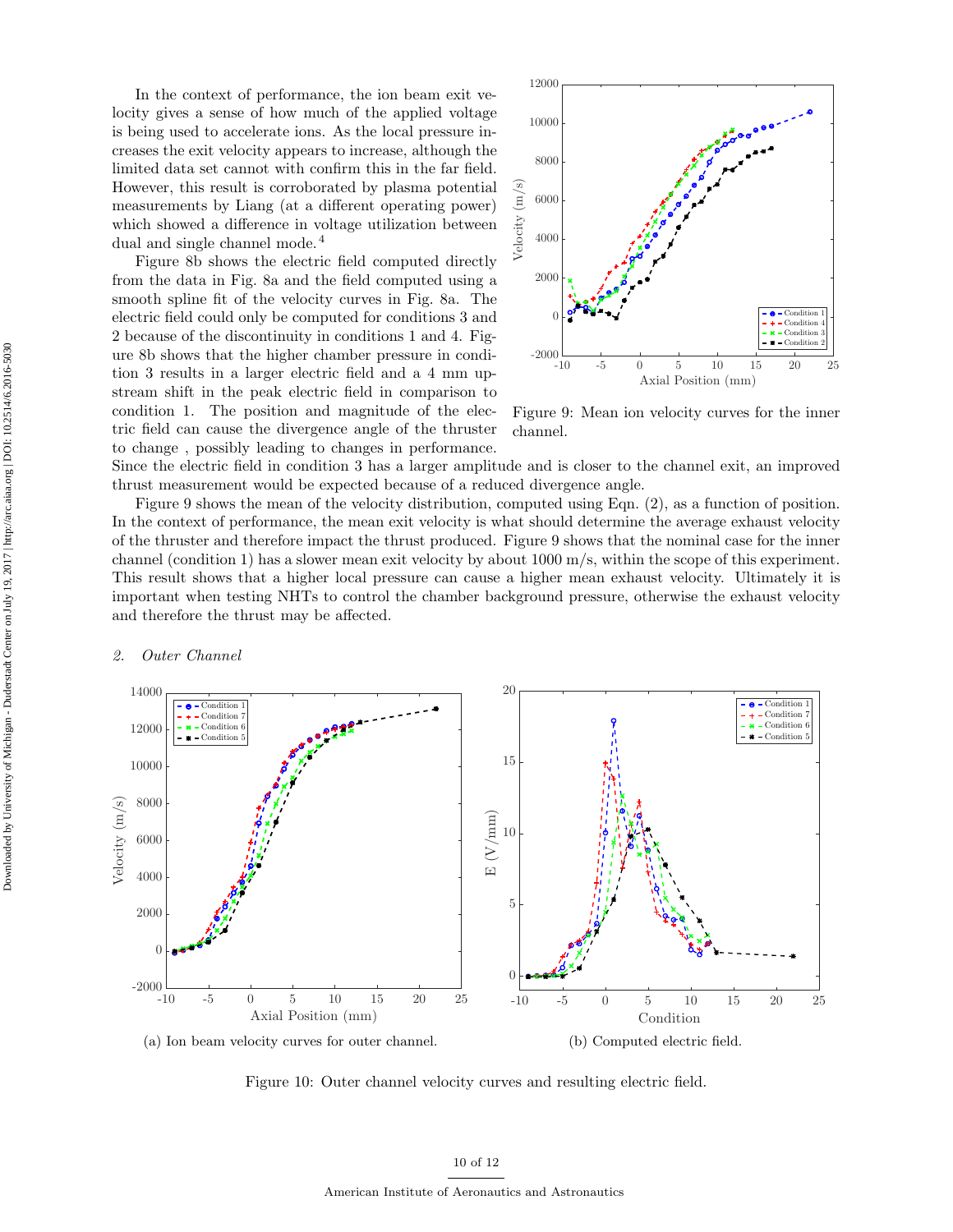In the context of performance, the ion beam exit velocity gives a sense of how much of the applied voltage is being used to accelerate ions. As the local pressure increases the exit velocity appears to increase, although the limited data set cannot with confirm this in the far field. However, this result is corroborated by plasma potential measurements by Liang (at a different operating power) which showed a difference in voltage utilization between dual and single channel mode.[4]

Figure 8b shows the electric field computed directly from the data in Fig. 8a and the field computed using a smooth spline fit of the velocity curves in Fig. 8a. The electric field could only be computed for conditions 3 and 2 because of the discontinuity in conditions 1 and 4. Figure 8b shows that the higher chamber pressure in condition 3 results in a larger electric field and a 4 mm upstream shift in the peak electric field in comparison to condition 1. The position and magnitude of the electric field can cause the divergence angle of the thruster to change , possibly leading to changes in performance. Since the electric field in condition 3 has a larger amplitude and is closer to the channel exit, an improved thrust measurement would be expected because of a reduced divergence angle.

Figure 9: Mean ion velocity curves for the inner channel.

Figure 9 shows the mean of the velocity distribution, computed using Eqn. (2), as a function of position. In the context of performance, the mean exit velocity is what should determine the average exhaust velocity of the thruster and therefore impact the thrust produced. Figure 9 shows that the nominal case for the inner channel (condition 1) has a slower mean exit velocity by about 1000 m/s, within the scope of this experiment. This result shows that a higher local pressure can cause a higher mean exhaust velocity. Ultimately it is important when testing NHTs to control the chamber background pressure, otherwise the exhaust velocity and therefore the thrust may be affected.

### 2. *Outer Channel*

(a) Ion beam velocity curves for outer channel.

(b) Computed electric field.

Figure 10: Outer channel velocity curves and resulting electric field.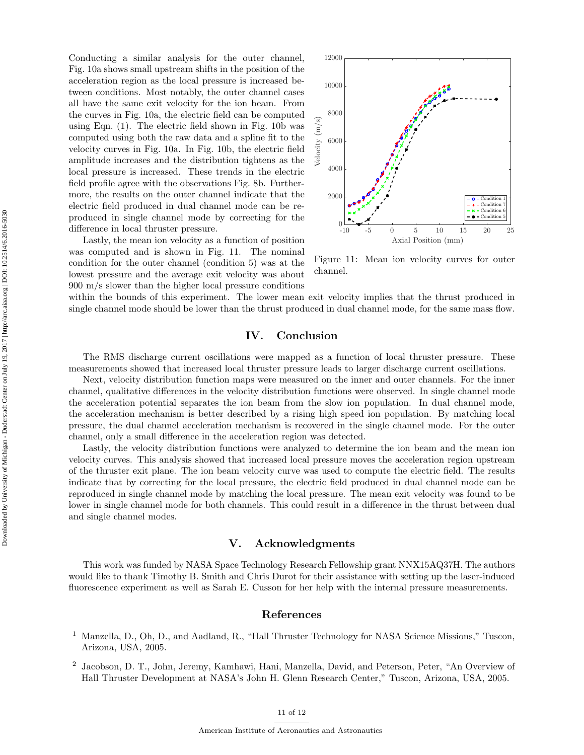Conducting a similar analysis for the outer channel, Fig. 10a shows small upstream shifts in the position of the acceleration region as the local pressure is increased between conditions. Most notably, the outer channel cases all have the same exit velocity for the ion beam. From the curves in Fig. 10a, the electric field can be computed using Eqn. (1). The electric field shown in Fig. 10b was computed using both the raw data and a spline fit to the velocity curves in Fig. 10a. In Fig. 10b, the electric field amplitude increases and the distribution tightens as the local pressure is increased. These trends in the electric field profile agree with the observations Fig. 8b. Furthermore, the results on the outer channel indicate that the electric field produced in dual channel mode can be reproduced in single channel mode by correcting for the difference in local thruster pressure.

Lastly, the mean ion velocity as a function of position was computed and is shown in Fig. 11. The nominal condition for the outer channel (condition 5) was at the lowest pressure and the average exit velocity was about 900 m/s slower than the higher local pressure conditions within the bounds of this experiment. The lower mean exit velocity implies that the thrust produced in single channel mode should be lower than the thrust produced in dual channel mode, for the same mass flow.

Velocity (m/s)
12000
10000
8000
6000
4000
2000
0
-10 -5 0 5 10 15 20 25
Axial Position (mm)
Condition 1
Condition 7
Condition 6
Condition 5

Figure 11: Mean ion velocity curves for outer channel.

## IV. Conclusion

The RMS discharge current oscillations were mapped as a function of local thruster pressure. These measurements showed that increased local thruster pressure leads to larger discharge current oscillations.

Next, velocity distribution function maps were measured on the inner and outer channels. For the inner channel, qualitative differences in the velocity distribution functions were observed. In single channel mode the acceleration potential separates the ion beam from the slow ion population. In dual channel mode, the acceleration mechanism is better described by a rising high speed ion population. By matching local pressure, the dual channel acceleration mechanism is recovered in the single channel mode. For the outer channel, only a small difference in the acceleration region was detected.

Lastly, the velocity distribution functions were analyzed to determine the ion beam and the mean ion velocity curves. This analysis showed that increased local pressure moves the acceleration region upstream of the thruster exit plane. The ion beam velocity curve was used to compute the electric field. The results indicate that by correcting for the local pressure, the electric field produced in dual channel mode can be reproduced in single channel mode by matching the local pressure. The mean exit velocity was found to be lower in single channel mode for both channels. This could result in a difference in the thrust between dual and single channel modes.

## V. Acknowledgments

This work was funded by NASA Space Technology Research Fellowship grant NNX15AQ37H. The authors would like to thank Timothy B. Smith and Chris Durot for their assistance with setting up the laser-induced fluorescence experiment as well as Sarah E. Cusson for her help with the internal pressure measurements.

## References

[1] Manzella, D., Oh, D., and Aadland, R., "Hall Thruster Technology for NASA Science Missions," Tuscon, Arizona, USA, 2005.

[2] Jacobson, D. T., John, Jeremy, Kamhawi, Hani, Manzella, David, and Peterson, Peter, "An Overview of Hall Thruster Development at NASA's John H. Glenn Research Center," Tuscon, Arizona, USA, 2005.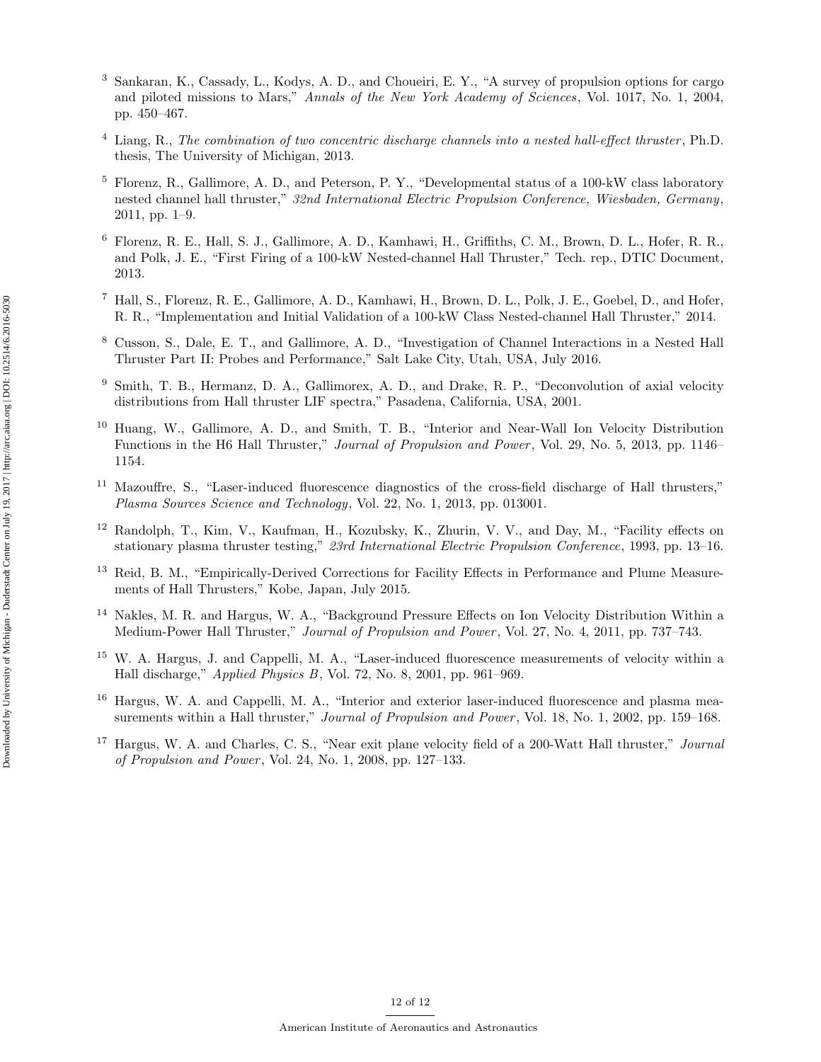[3] Sankaran, K., Cassady, L., Kodys, A. D., and Choueiri, E. Y., "A survey of propulsion options for cargo and piloted missions to Mars," *Annals of the New York Academy of Sciences*, Vol. 1017, No. 1, 2004, pp. 450–467.

[4] Liang, R., *The combination of two concentric discharge channels into a nested hall-effect thruster*, Ph.D. thesis, The University of Michigan, 2013.

[5] Florenz, R., Gallimore, A. D., and Peterson, P. Y., "Developmental status of a 100-kW class laboratory nested channel hall thruster," *32nd International Electric Propulsion Conference, Wiesbaden, Germany*, 2011, pp. 1–9.

[6] Florenz, R. E., Hall, S. J., Gallimore, A. D., Kamhawi, H., Griffiths, C. M., Brown, D. L., Hofer, R. R., and Polk, J. E., "First Firing of a 100-kW Nested-channel Hall Thruster," Tech. rep., DTIC Document, 2013.

[7] Hall, S., Florenz, R. E., Gallimore, A. D., Kamhawi, H., Brown, D. L., Polk, J. E., Goebel, D., and Hofer, R. R., "Implementation and Initial Validation of a 100-kW Class Nested-channel Hall Thruster," 2014.

[8] Cusson, S., Dale, E. T., and Gallimore, A. D., "Investigation of Channel Interactions in a Nested Hall Thruster Part II: Probes and Performance," Salt Lake City, Utah, USA, July 2016.

[9] Smith, T. B., Hermanz, D. A., Gallimorex, A. D., and Drake, R. P., "Deconvolution of axial velocity distributions from Hall thruster LIF spectra," Pasadena, California, USA, 2001.

[10] Huang, W., Gallimore, A. D., and Smith, T. B., "Interior and Near-Wall Ion Velocity Distribution Functions in the H6 Hall Thruster," *Journal of Propulsion and Power*, Vol. 29, No. 5, 2013, pp. 1146–1154.

[11] Mazouffre, S., "Laser-induced fluorescence diagnostics of the cross-field discharge of Hall thrusters," *Plasma Sources Science and Technology*, Vol. 22, No. 1, 2013, pp. 013001.

[12] Randolph, T., Kim, V., Kaufman, H., Kozubsky, K., Zhurin, V. V., and Day, M., "Facility effects on stationary plasma thruster testing," *23rd International Electric Propulsion Conference*, 1993, pp. 13–16.

[13] Reid, B. M., "Empirically-Derived Corrections for Facility Effects in Performance and Plume Measurements of Hall Thrusters," Kobe, Japan, July 2015.

[14] Nakles, M. R. and Hargus, W. A., "Background Pressure Effects on Ion Velocity Distribution Within a Medium-Power Hall Thruster," *Journal of Propulsion and Power*, Vol. 27, No. 4, 2011, pp. 737–743.

[15] W. A. Hargus, J. and Cappelli, M. A., "Laser-induced fluorescence measurements of velocity within a Hall discharge," *Applied Physics B*, Vol. 72, No. 8, 2001, pp. 961–969.

[16] Hargus, W. A. and Cappelli, M. A., "Interior and exterior laser-induced fluorescence and plasma measurements within a Hall thruster," *Journal of Propulsion and Power*, Vol. 18, No. 1, 2002, pp. 159–168.

[17] Hargus, W. A. and Charles, C. S., "Near exit plane velocity field of a 200-Watt Hall thruster," *Journal of Propulsion and Power*, Vol. 24, No. 1, 2008, pp. 127–133.